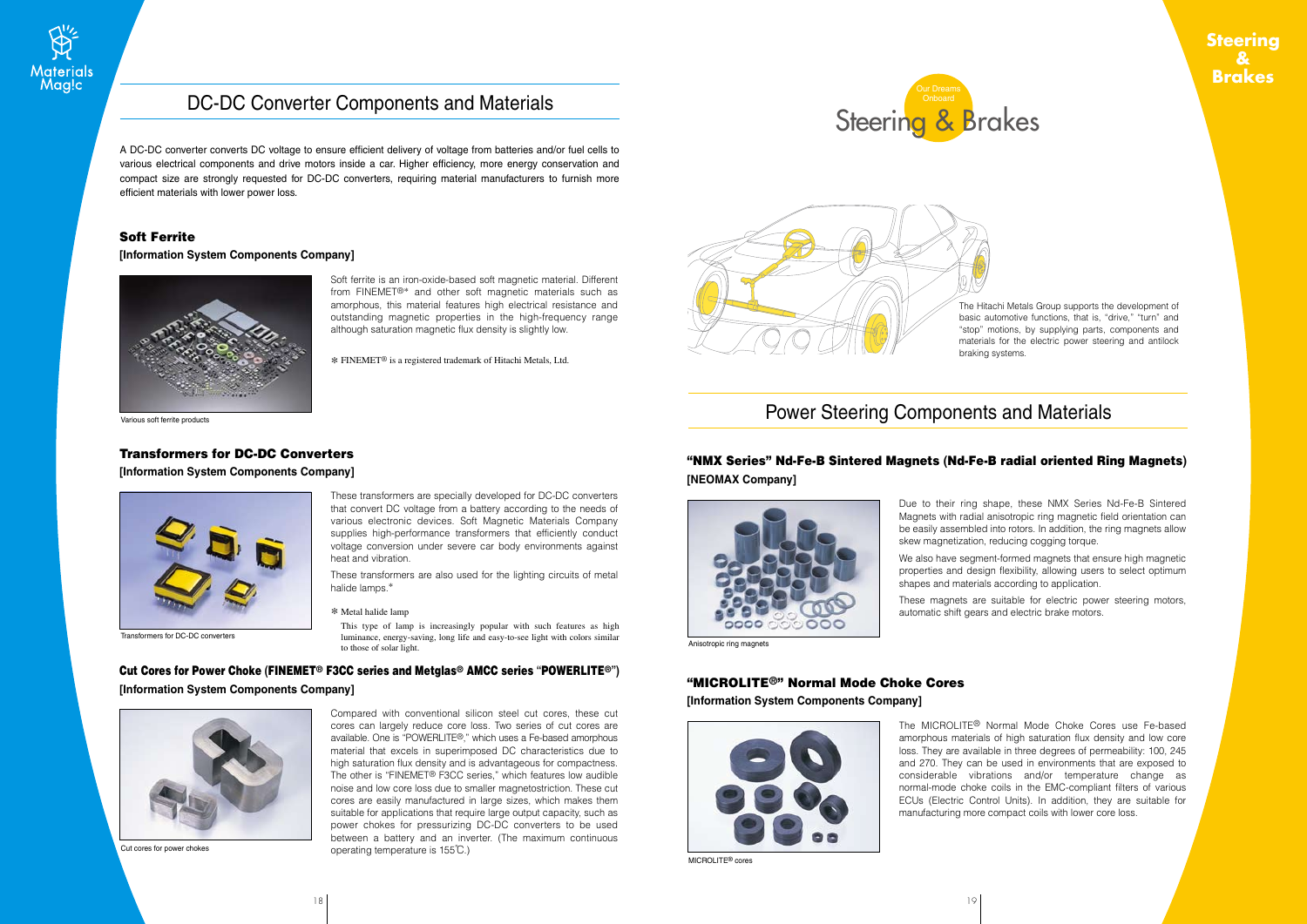# DC-DC Converter Components and Materials

A DC-DC converter converts DC voltage to ensure efficient delivery of voltage from batteries and/or fuel cells to various electrical components and drive motors inside a car. Higher efficiency, more energy conservation and compact size are strongly requested for DC-DC converters, requiring material manufacturers to furnish more efficient materials with lower power loss.

### Soft Ferrite

**[Information System Components Company]**

Soft ferrite is an iron-oxide-based soft magnetic material. Different from FINEMET®* and other soft magnetic materials such as amorphous, this material features high electrical resistance and outstanding magnetic properties in the high-frequency range although saturation magnetic flux density is slightly low.

* FINEMET® is a registered trademark of Hitachi Metals, Ltd.

Various soft ferrite products

### Transformers for DC-DC Converters

**[Information System Components Company]**

These transformers are specially developed for DC-DC converters that convert DC voltage from a battery according to the needs of various electronic devices. Soft Magnetic Materials Company supplies high-performance transformers that efficiently conduct voltage conversion under severe car body environments against heat and vibration.

These transformers are also used for the lighting circuits of metal halide lamps.*

* Metal halide lamp

This type of lamp is increasingly popular with such features as high luminance, energy-saving, long life and easy-to-see light with colors similar to those of solar light.

Transformers for DC-DC converters

### Cut Cores for Power Choke (FINEMET® F3CC series and Metglas® AMCC series "POWERLITE®")

**[Information System Components Company]**

Compared with conventional silicon steel cut cores, these cut cores can largely reduce core loss. Two series of cut cores are available. One is "POWERLITE®," which uses a Fe-based amorphous material that excels in superimposed DC characteristics due to high saturation flux density and is advantageous for compactness. The other is "FINEMET® F3CC series," which features low audible noise and low core loss due to smaller magnetostriction. These cut cores are easily manufactured in large sizes, which makes them suitable for applications that require large output capacity, such as power chokes for pressurizing DC-DC converters to be used between a battery and an inverter. (The maximum continuous operating temperature is 155℃.)

Cut cores for power chokes

# Steering & Brakes

Our Dreams Onboard

The Hitachi Metals Group supports the development of basic automotive functions, that is, "drive," "turn" and "stop" motions, by supplying parts, components and materials for the electric power steering and antilock braking systems.

# Power Steering Components and Materials

### "NMX Series" Nd-Fe-B Sintered Magnets (Nd-Fe-B radial oriented Ring Magnets)

**[NEOMAX Company]**

Due to their ring shape, these NMX Series Nd-Fe-B Sintered Magnets with radial anisotropic ring magnetic field orientation can be easily assembled into rotors. In addition, the ring magnets allow skew magnetization, reducing cogging torque.

We also have segment-formed magnets that ensure high magnetic properties and design flexibility, allowing users to select optimum shapes and materials according to application.

These magnets are suitable for electric power steering motors, automatic shift gears and electric brake motors.

Anisotropic ring magnets

### "MICROLITE®" Normal Mode Choke Cores

**[Information System Components Company]**

The MICROLITE® Normal Mode Choke Cores use Fe-based amorphous materials of high saturation flux density and low core loss. They are available in three degrees of permeability: 100, 245 and 270. They can be used in environments that are exposed to considerable vibrations and/or temperature change as normal-mode choke coils in the EMC-compliant filters of various ECUs (Electric Control Units). In addition, they are suitable for manufacturing more compact coils with lower core loss.

MICROLITE® cores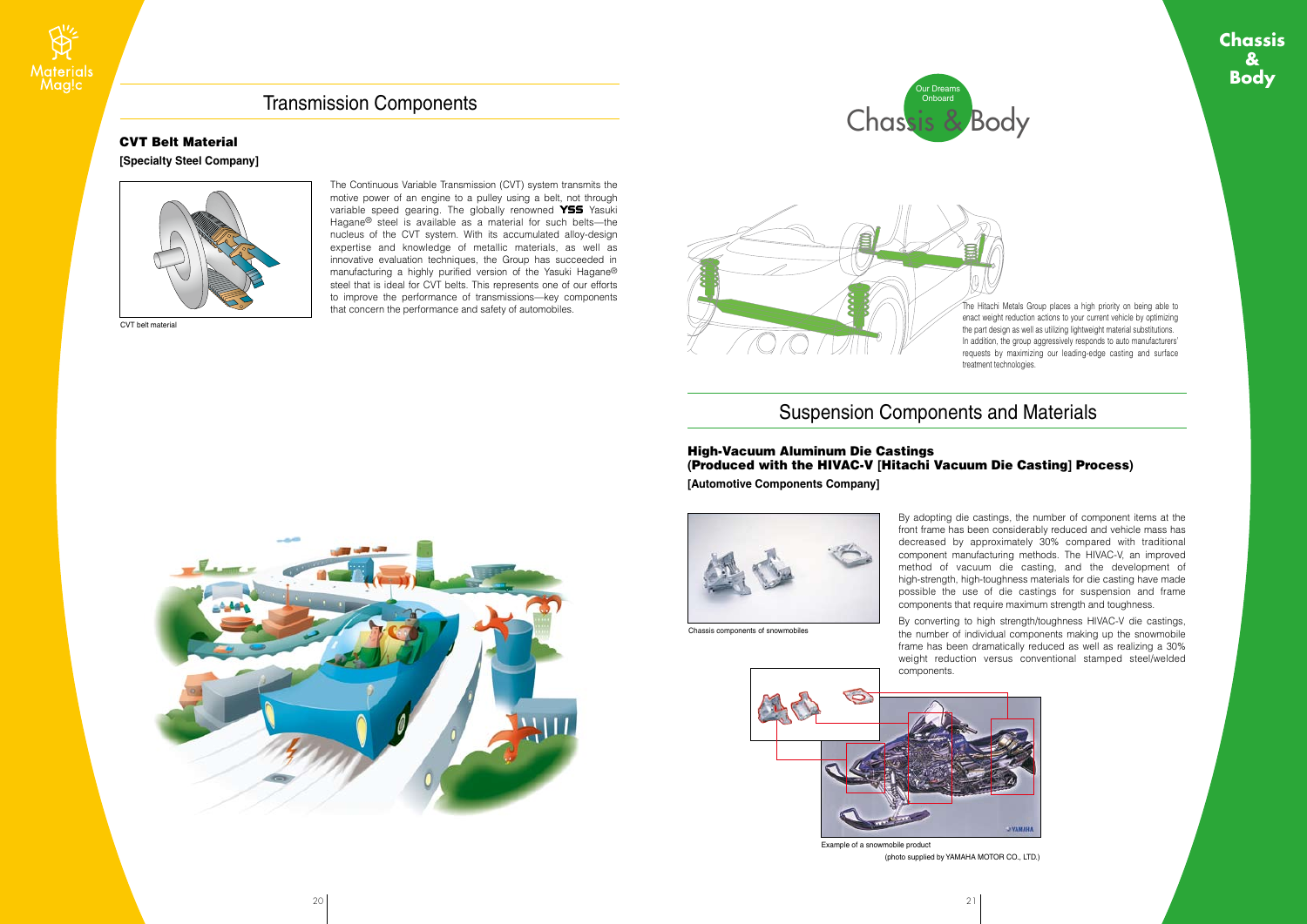## Transmission Components

### CVT Belt Material

**[Specialty Steel Company]**

CVT belt material

The Continuous Variable Transmission (CVT) system transmits the motive power of an engine to a pulley using a belt, not through variable speed gearing. The globally renowned **YSS** Yasuki Hagane® steel is available as a material for such belts—the nucleus of the CVT system. With its accumulated alloy-design expertise and knowledge of metallic materials, as well as innovative evaluation techniques, the Group has succeeded in manufacturing a highly purified version of the Yasuki Hagane® steel that is ideal for CVT belts. This represents one of our efforts to improve the performance of transmissions—key components that concern the performance and safety of automobiles.

# Chassis & Body

Our Dreams Onboard

The Hitachi Metals Group places a high priority on being able to enact weight reduction actions to your current vehicle by optimizing the part design as well as utilizing lightweight material substitutions. In addition, the group aggressively responds to auto manufacturers' requests by maximizing our leading-edge casting and surface treatment technologies.

## Suspension Components and Materials

### High-Vacuum Aluminum Die Castings (Produced with the HIVAC-V [Hitachi Vacuum Die Casting] Process)

**[Automotive Components Company]**

Chassis components of snowmobiles

By adopting die castings, the number of component items at the front frame has been considerably reduced and vehicle mass has decreased by approximately 30% compared with traditional component manufacturing methods. The HIVAC-V, an improved method of vacuum die casting, and the development of high-strength, high-toughness materials for die casting have made possible the use of die castings for suspension and frame components that require maximum strength and toughness.

By converting to high strength/toughness HIVAC-V die castings, the number of individual components making up the snowmobile frame has been dramatically reduced as well as realizing a 30% weight reduction versus conventional stamped steel/welded components.

Example of a snowmobile product
(photo supplied by YAMAHA MOTOR CO., LTD.)